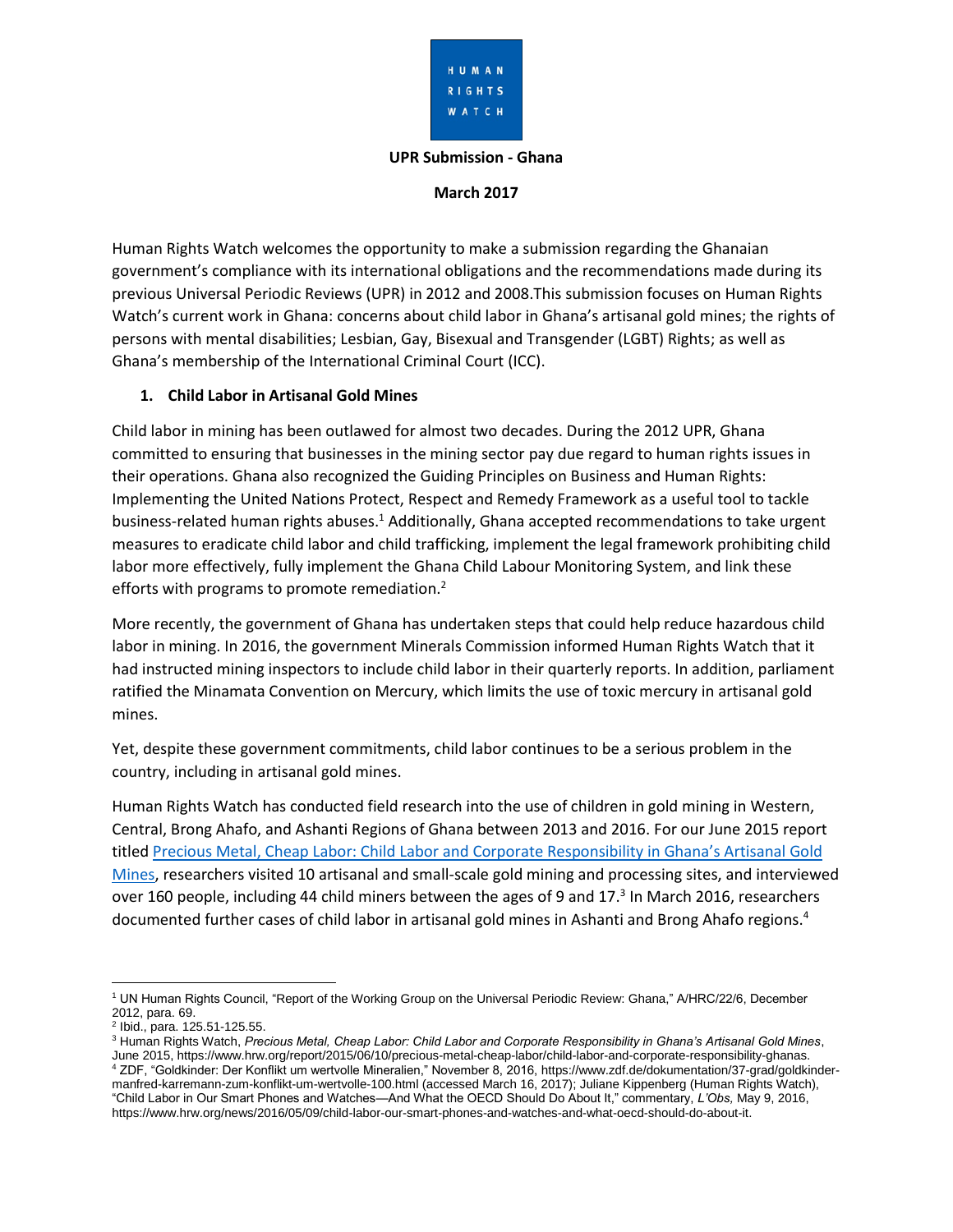HUMAN RIGHTS WATCH

**UPR Submission - Ghana**

**March 2017**

Human Rights Watch welcomes the opportunity to make a submission regarding the Ghanaian government's compliance with its international obligations and the recommendations made during its previous Universal Periodic Reviews (UPR) in 2012 and 2008.This submission focuses on Human Rights Watch's current work in Ghana: concerns about child labor in Ghana's artisanal gold mines; the rights of persons with mental disabilities; Lesbian, Gay, Bisexual and Transgender (LGBT) Rights; as well as Ghana's membership of the International Criminal Court (ICC).

## 1. Child Labor in Artisanal Gold Mines

Child labor in mining has been outlawed for almost two decades. During the 2012 UPR, Ghana committed to ensuring that businesses in the mining sector pay due regard to human rights issues in their operations. Ghana also recognized the Guiding Principles on Business and Human Rights: Implementing the United Nations Protect, Respect and Remedy Framework as a useful tool to tackle business-related human rights abuses.[1] Additionally, Ghana accepted recommendations to take urgent measures to eradicate child labor and child trafficking, implement the legal framework prohibiting child labor more effectively, fully implement the Ghana Child Labour Monitoring System, and link these efforts with programs to promote remediation.[2]

More recently, the government of Ghana has undertaken steps that could help reduce hazardous child labor in mining. In 2016, the government Minerals Commission informed Human Rights Watch that it had instructed mining inspectors to include child labor in their quarterly reports. In addition, parliament ratified the Minamata Convention on Mercury, which limits the use of toxic mercury in artisanal gold mines.

Yet, despite these government commitments, child labor continues to be a serious problem in the country, including in artisanal gold mines.

Human Rights Watch has conducted field research into the use of children in gold mining in Western, Central, Brong Ahafo, and Ashanti Regions of Ghana between 2013 and 2016. For our June 2015 report titled Precious Metal, Cheap Labor: Child Labor and Corporate Responsibility in Ghana's Artisanal Gold Mines, researchers visited 10 artisanal and small-scale gold mining and processing sites, and interviewed over 160 people, including 44 child miners between the ages of 9 and 17.[3] In March 2016, researchers documented further cases of child labor in artisanal gold mines in Ashanti and Brong Ahafo regions.[4]

---

[1] UN Human Rights Council, "Report of the Working Group on the Universal Periodic Review: Ghana," A/HRC/22/6, December 2012, para. 69.

[2] Ibid., para. 125.51-125.55.

[3] Human Rights Watch, *Precious Metal, Cheap Labor: Child Labor and Corporate Responsibility in Ghana's Artisanal Gold Mines*, June 2015, https://www.hrw.org/report/2015/06/10/precious-metal-cheap-labor/child-labor-and-corporate-responsibility-ghanas.

[4] ZDF, "Goldkinder: Der Konflikt um wertvolle Mineralien," November 8, 2016, https://www.zdf.de/dokumentation/37-grad/goldkinder-manfred-karremann-zum-konflikt-um-wertvolle-100.html (accessed March 16, 2017); Juliane Kippenberg (Human Rights Watch), "Child Labor in Our Smart Phones and Watches—And What the OECD Should Do About It," commentary, *L'Obs,* May 9, 2016, https://www.hrw.org/news/2016/05/09/child-labor-our-smart-phones-and-watches-and-what-oecd-should-do-about-it.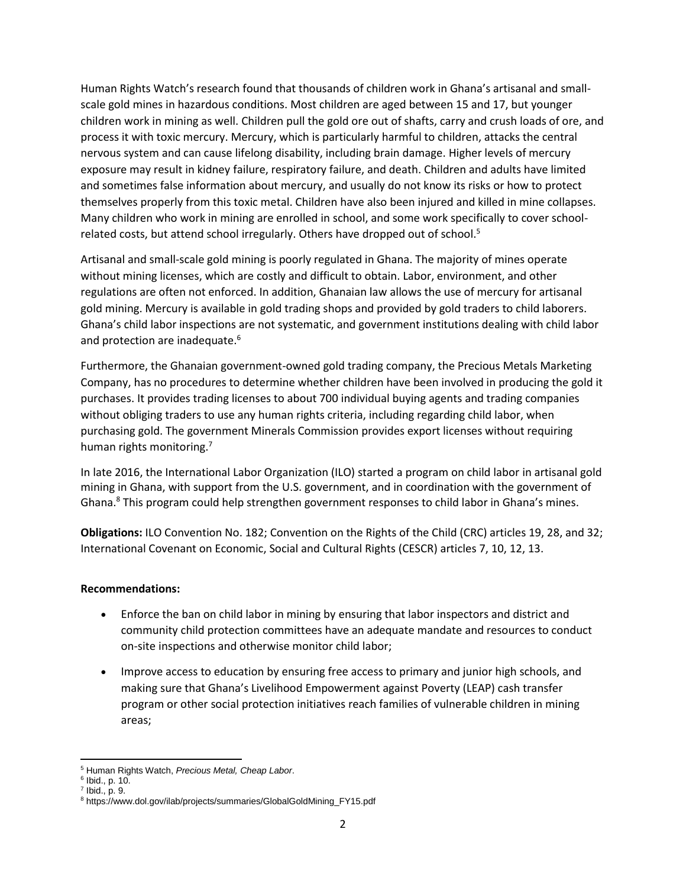Human Rights Watch's research found that thousands of children work in Ghana's artisanal and small-scale gold mines in hazardous conditions. Most children are aged between 15 and 17, but younger children work in mining as well. Children pull the gold ore out of shafts, carry and crush loads of ore, and process it with toxic mercury. Mercury, which is particularly harmful to children, attacks the central nervous system and can cause lifelong disability, including brain damage. Higher levels of mercury exposure may result in kidney failure, respiratory failure, and death. Children and adults have limited and sometimes false information about mercury, and usually do not know its risks or how to protect themselves properly from this toxic metal. Children have also been injured and killed in mine collapses. Many children who work in mining are enrolled in school, and some work specifically to cover school-related costs, but attend school irregularly. Others have dropped out of school.[5]

Artisanal and small-scale gold mining is poorly regulated in Ghana. The majority of mines operate without mining licenses, which are costly and difficult to obtain. Labor, environment, and other regulations are often not enforced. In addition, Ghanaian law allows the use of mercury for artisanal gold mining. Mercury is available in gold trading shops and provided by gold traders to child laborers. Ghana's child labor inspections are not systematic, and government institutions dealing with child labor and protection are inadequate.[6]

Furthermore, the Ghanaian government-owned gold trading company, the Precious Metals Marketing Company, has no procedures to determine whether children have been involved in producing the gold it purchases. It provides trading licenses to about 700 individual buying agents and trading companies without obliging traders to use any human rights criteria, including regarding child labor, when purchasing gold. The government Minerals Commission provides export licenses without requiring human rights monitoring.[7]

In late 2016, the International Labor Organization (ILO) started a program on child labor in artisanal gold mining in Ghana, with support from the U.S. government, and in coordination with the government of Ghana.[8] This program could help strengthen government responses to child labor in Ghana's mines.

**Obligations:** ILO Convention No. 182; Convention on the Rights of the Child (CRC) articles 19, 28, and 32; International Covenant on Economic, Social and Cultural Rights (CESCR) articles 7, 10, 12, 13.

**Recommendations:**

- Enforce the ban on child labor in mining by ensuring that labor inspectors and district and community child protection committees have an adequate mandate and resources to conduct on-site inspections and otherwise monitor child labor;

- Improve access to education by ensuring free access to primary and junior high schools, and making sure that Ghana's Livelihood Empowerment against Poverty (LEAP) cash transfer program or other social protection initiatives reach families of vulnerable children in mining areas;

---

[5] Human Rights Watch, *Precious Metal, Cheap Labor*.

[6] Ibid., p. 10.

[7] Ibid., p. 9.

[8] https://www.dol.gov/ilab/projects/summaries/GlobalGoldMining_FY15.pdf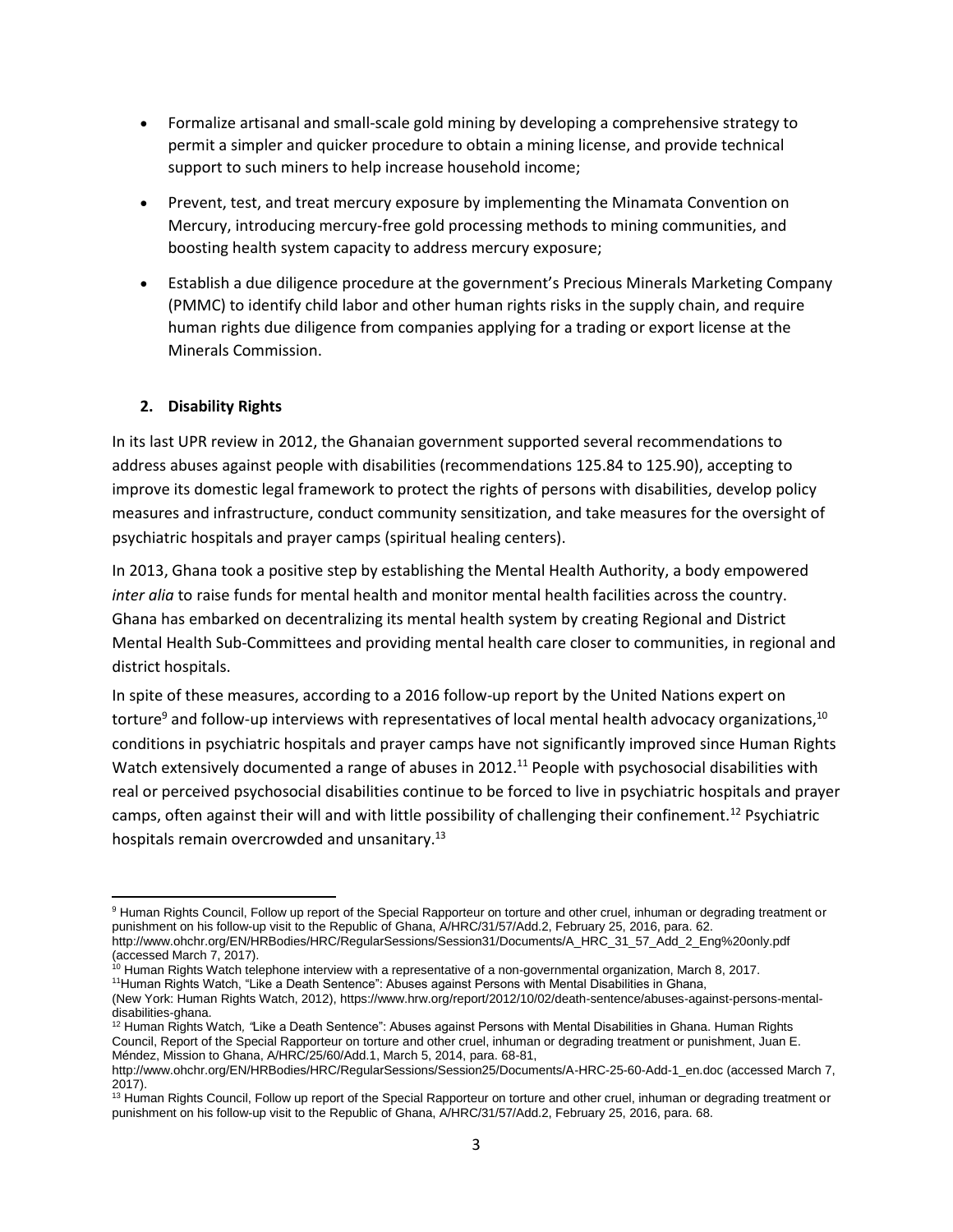- Formalize artisanal and small-scale gold mining by developing a comprehensive strategy to permit a simpler and quicker procedure to obtain a mining license, and provide technical support to such miners to help increase household income;
- Prevent, test, and treat mercury exposure by implementing the Minamata Convention on Mercury, introducing mercury-free gold processing methods to mining communities, and boosting health system capacity to address mercury exposure;
- Establish a due diligence procedure at the government's Precious Minerals Marketing Company (PMMC) to identify child labor and other human rights risks in the supply chain, and require human rights due diligence from companies applying for a trading or export license at the Minerals Commission.

## 2. Disability Rights

In its last UPR review in 2012, the Ghanaian government supported several recommendations to address abuses against people with disabilities (recommendations 125.84 to 125.90), accepting to improve its domestic legal framework to protect the rights of persons with disabilities, develop policy measures and infrastructure, conduct community sensitization, and take measures for the oversight of psychiatric hospitals and prayer camps (spiritual healing centers).

In 2013, Ghana took a positive step by establishing the Mental Health Authority, a body empowered *inter alia* to raise funds for mental health and monitor mental health facilities across the country. Ghana has embarked on decentralizing its mental health system by creating Regional and District Mental Health Sub-Committees and providing mental health care closer to communities, in regional and district hospitals.

In spite of these measures, according to a 2016 follow-up report by the United Nations expert on torture[9] and follow-up interviews with representatives of local mental health advocacy organizations,[10] conditions in psychiatric hospitals and prayer camps have not significantly improved since Human Rights Watch extensively documented a range of abuses in 2012.[11] People with psychosocial disabilities with real or perceived psychosocial disabilities continue to be forced to live in psychiatric hospitals and prayer camps, often against their will and with little possibility of challenging their confinement.[12] Psychiatric hospitals remain overcrowded and unsanitary.[13]

---

[9] Human Rights Council, Follow up report of the Special Rapporteur on torture and other cruel, inhuman or degrading treatment or punishment on his follow-up visit to the Republic of Ghana, A/HRC/31/57/Add.2, February 25, 2016, para. 62. http://www.ohchr.org/EN/HRBodies/HRC/RegularSessions/Session31/Documents/A_HRC_31_57_Add_2_Eng%20only.pdf (accessed March 7, 2017).

[10] Human Rights Watch telephone interview with a representative of a non-governmental organization, March 8, 2017.

[11] Human Rights Watch, "Like a Death Sentence": Abuses against Persons with Mental Disabilities in Ghana, (New York: Human Rights Watch, 2012), https://www.hrw.org/report/2012/10/02/death-sentence/abuses-against-persons-mental-disabilities-ghana.

[12] Human Rights Watch, *"*Like a Death Sentence": Abuses against Persons with Mental Disabilities in Ghana. Human Rights Council, Report of the Special Rapporteur on torture and other cruel, inhuman or degrading treatment or punishment, Juan E. Méndez, Mission to Ghana, A/HRC/25/60/Add.1, March 5, 2014, para. 68-81, http://www.ohchr.org/EN/HRBodies/HRC/RegularSessions/Session25/Documents/A-HRC-25-60-Add-1_en.doc (accessed March 7, 2017).

[13] Human Rights Council, Follow up report of the Special Rapporteur on torture and other cruel, inhuman or degrading treatment or punishment on his follow-up visit to the Republic of Ghana, A/HRC/31/57/Add.2, February 25, 2016, para. 68.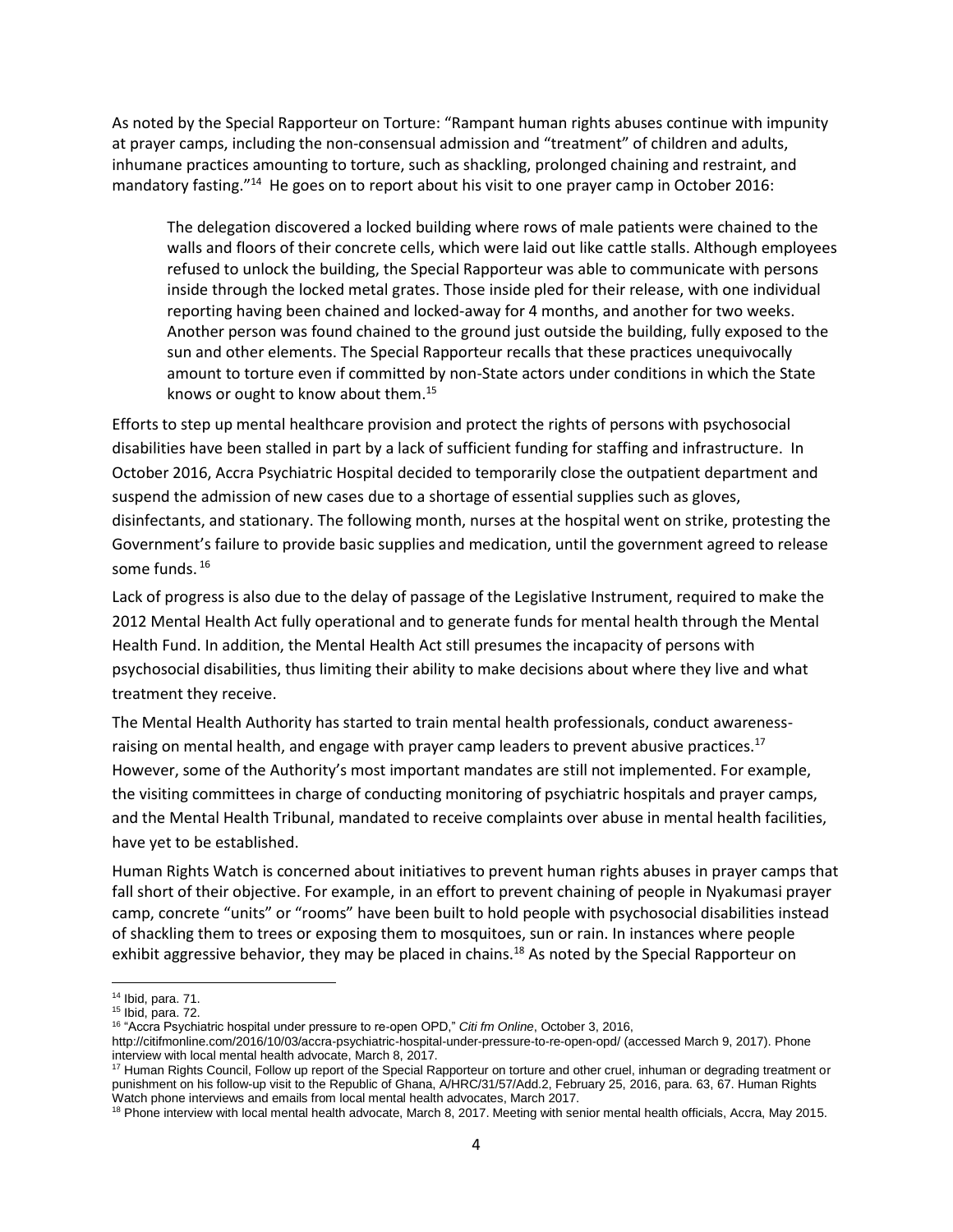As noted by the Special Rapporteur on Torture: "Rampant human rights abuses continue with impunity at prayer camps, including the non-consensual admission and "treatment" of children and adults, inhumane practices amounting to torture, such as shackling, prolonged chaining and restraint, and mandatory fasting."[14] He goes on to report about his visit to one prayer camp in October 2016:

> The delegation discovered a locked building where rows of male patients were chained to the walls and floors of their concrete cells, which were laid out like cattle stalls. Although employees refused to unlock the building, the Special Rapporteur was able to communicate with persons inside through the locked metal grates. Those inside pled for their release, with one individual reporting having been chained and locked-away for 4 months, and another for two weeks. Another person was found chained to the ground just outside the building, fully exposed to the sun and other elements. The Special Rapporteur recalls that these practices unequivocally amount to torture even if committed by non-State actors under conditions in which the State knows or ought to know about them.[15]

Efforts to step up mental healthcare provision and protect the rights of persons with psychosocial disabilities have been stalled in part by a lack of sufficient funding for staffing and infrastructure. In October 2016, Accra Psychiatric Hospital decided to temporarily close the outpatient department and suspend the admission of new cases due to a shortage of essential supplies such as gloves, disinfectants, and stationary. The following month, nurses at the hospital went on strike, protesting the Government's failure to provide basic supplies and medication, until the government agreed to release some funds.[16]

Lack of progress is also due to the delay of passage of the Legislative Instrument, required to make the 2012 Mental Health Act fully operational and to generate funds for mental health through the Mental Health Fund. In addition, the Mental Health Act still presumes the incapacity of persons with psychosocial disabilities, thus limiting their ability to make decisions about where they live and what treatment they receive.

The Mental Health Authority has started to train mental health professionals, conduct awareness-raising on mental health, and engage with prayer camp leaders to prevent abusive practices.[17] However, some of the Authority's most important mandates are still not implemented. For example, the visiting committees in charge of conducting monitoring of psychiatric hospitals and prayer camps, and the Mental Health Tribunal, mandated to receive complaints over abuse in mental health facilities, have yet to be established.

Human Rights Watch is concerned about initiatives to prevent human rights abuses in prayer camps that fall short of their objective. For example, in an effort to prevent chaining of people in Nyakumasi prayer camp, concrete "units" or "rooms" have been built to hold people with psychosocial disabilities instead of shackling them to trees or exposing them to mosquitoes, sun or rain. In instances where people exhibit aggressive behavior, they may be placed in chains.[18] As noted by the Special Rapporteur on

---

[14] Ibid, para. 71.

[15] Ibid, para. 72.

[16] "Accra Psychiatric hospital under pressure to re-open OPD," *Citi fm Online*, October 3, 2016, http://citifmonline.com/2016/10/03/accra-psychiatric-hospital-under-pressure-to-re-open-opd/ (accessed March 9, 2017). Phone interview with local mental health advocate, March 8, 2017.

[17] Human Rights Council, Follow up report of the Special Rapporteur on torture and other cruel, inhuman or degrading treatment or punishment on his follow-up visit to the Republic of Ghana, A/HRC/31/57/Add.2, February 25, 2016, para. 63, 67. Human Rights Watch phone interviews and emails from local mental health advocates, March 2017.

[18] Phone interview with local mental health advocate, March 8, 2017. Meeting with senior mental health officials, Accra, May 2015.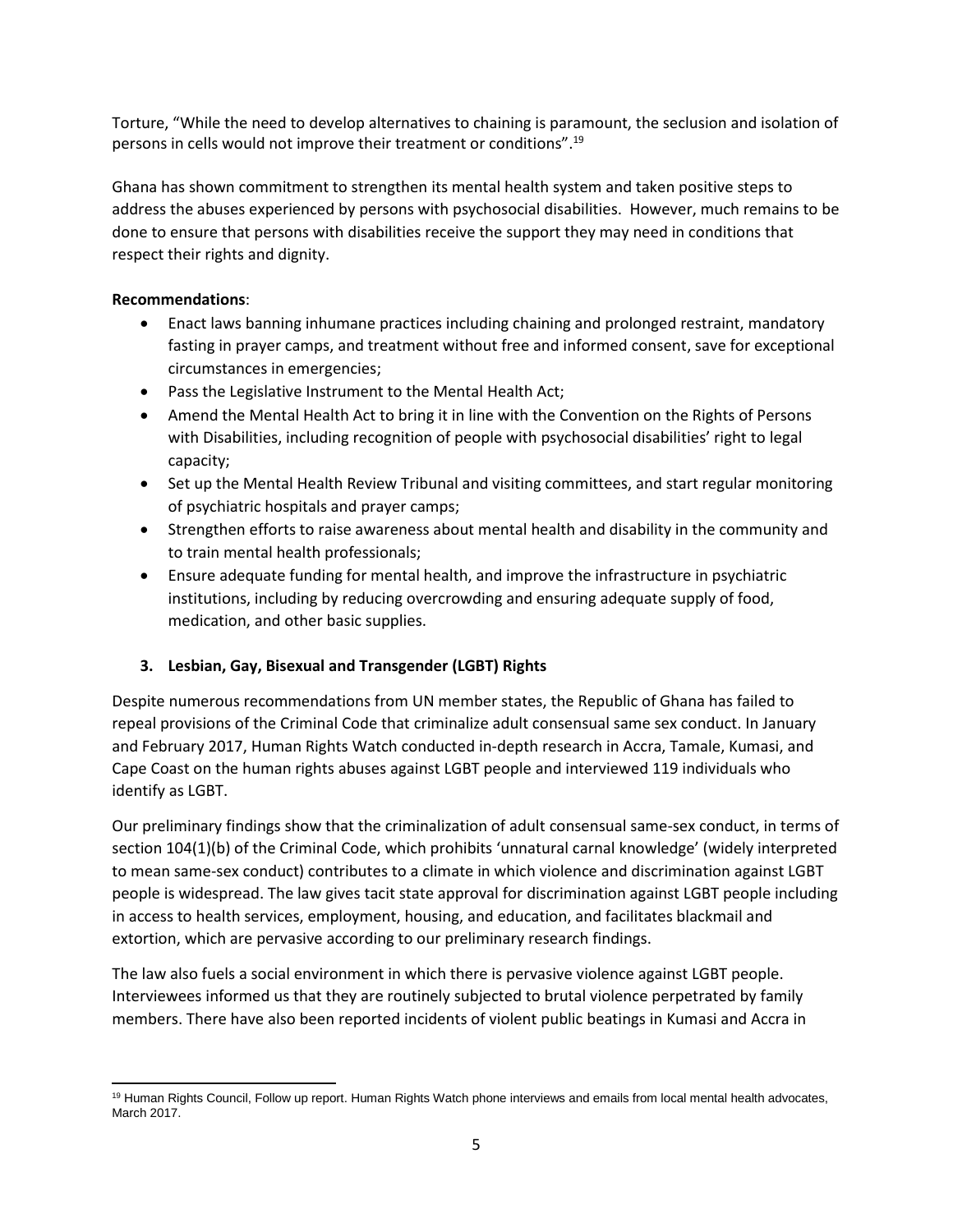Torture, "While the need to develop alternatives to chaining is paramount, the seclusion and isolation of persons in cells would not improve their treatment or conditions".[19]

Ghana has shown commitment to strengthen its mental health system and taken positive steps to address the abuses experienced by persons with psychosocial disabilities. However, much remains to be done to ensure that persons with disabilities receive the support they may need in conditions that respect their rights and dignity.

**Recommendations**:

- Enact laws banning inhumane practices including chaining and prolonged restraint, mandatory fasting in prayer camps, and treatment without free and informed consent, save for exceptional circumstances in emergencies;
- Pass the Legislative Instrument to the Mental Health Act;
- Amend the Mental Health Act to bring it in line with the Convention on the Rights of Persons with Disabilities, including recognition of people with psychosocial disabilities' right to legal capacity;
- Set up the Mental Health Review Tribunal and visiting committees, and start regular monitoring of psychiatric hospitals and prayer camps;
- Strengthen efforts to raise awareness about mental health and disability in the community and to train mental health professionals;
- Ensure adequate funding for mental health, and improve the infrastructure in psychiatric institutions, including by reducing overcrowding and ensuring adequate supply of food, medication, and other basic supplies.

## 3. Lesbian, Gay, Bisexual and Transgender (LGBT) Rights

Despite numerous recommendations from UN member states, the Republic of Ghana has failed to repeal provisions of the Criminal Code that criminalize adult consensual same sex conduct. In January and February 2017, Human Rights Watch conducted in-depth research in Accra, Tamale, Kumasi, and Cape Coast on the human rights abuses against LGBT people and interviewed 119 individuals who identify as LGBT.

Our preliminary findings show that the criminalization of adult consensual same-sex conduct, in terms of section 104(1)(b) of the Criminal Code, which prohibits 'unnatural carnal knowledge' (widely interpreted to mean same-sex conduct) contributes to a climate in which violence and discrimination against LGBT people is widespread. The law gives tacit state approval for discrimination against LGBT people including in access to health services, employment, housing, and education, and facilitates blackmail and extortion, which are pervasive according to our preliminary research findings.

The law also fuels a social environment in which there is pervasive violence against LGBT people. Interviewees informed us that they are routinely subjected to brutal violence perpetrated by family members. There have also been reported incidents of violent public beatings in Kumasi and Accra in

---

[19] Human Rights Council, Follow up report. Human Rights Watch phone interviews and emails from local mental health advocates, March 2017.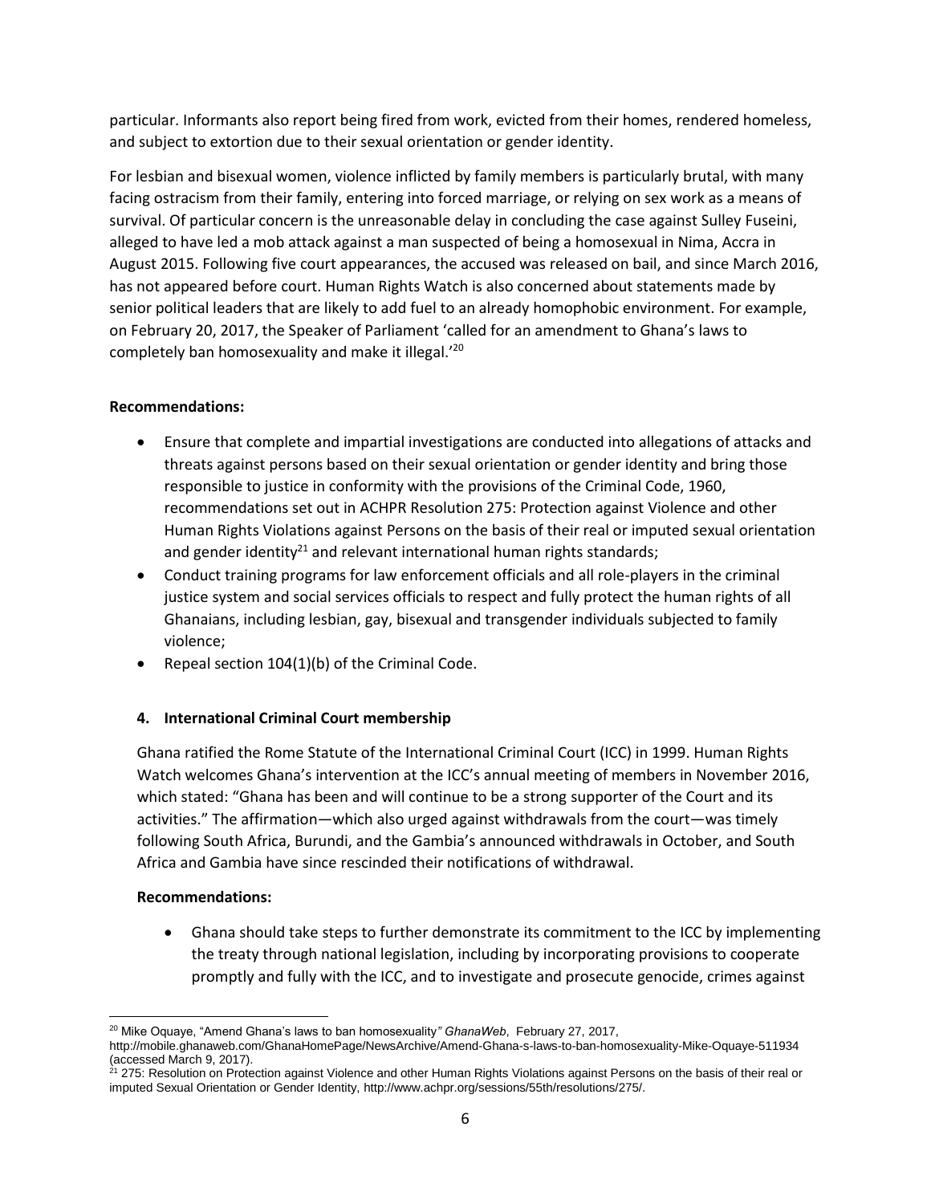particular. Informants also report being fired from work, evicted from their homes, rendered homeless, and subject to extortion due to their sexual orientation or gender identity.

For lesbian and bisexual women, violence inflicted by family members is particularly brutal, with many facing ostracism from their family, entering into forced marriage, or relying on sex work as a means of survival. Of particular concern is the unreasonable delay in concluding the case against Sulley Fuseini, alleged to have led a mob attack against a man suspected of being a homosexual in Nima, Accra in August 2015. Following five court appearances, the accused was released on bail, and since March 2016, has not appeared before court. Human Rights Watch is also concerned about statements made by senior political leaders that are likely to add fuel to an already homophobic environment. For example, on February 20, 2017, the Speaker of Parliament 'called for an amendment to Ghana's laws to completely ban homosexuality and make it illegal.'[20]

**Recommendations:**

- Ensure that complete and impartial investigations are conducted into allegations of attacks and threats against persons based on their sexual orientation or gender identity and bring those responsible to justice in conformity with the provisions of the Criminal Code, 1960, recommendations set out in ACHPR Resolution 275: Protection against Violence and other Human Rights Violations against Persons on the basis of their real or imputed sexual orientation and gender identity[21] and relevant international human rights standards;
- Conduct training programs for law enforcement officials and all role-players in the criminal justice system and social services officials to respect and fully protect the human rights of all Ghanaians, including lesbian, gay, bisexual and transgender individuals subjected to family violence;
- Repeal section 104(1)(b) of the Criminal Code.

**4. International Criminal Court membership**

Ghana ratified the Rome Statute of the International Criminal Court (ICC) in 1999. Human Rights Watch welcomes Ghana's intervention at the ICC's annual meeting of members in November 2016, which stated: "Ghana has been and will continue to be a strong supporter of the Court and its activities." The affirmation—which also urged against withdrawals from the court—was timely following South Africa, Burundi, and the Gambia's announced withdrawals in October, and South Africa and Gambia have since rescinded their notifications of withdrawal.

**Recommendations:**

- Ghana should take steps to further demonstrate its commitment to the ICC by implementing the treaty through national legislation, including by incorporating provisions to cooperate promptly and fully with the ICC, and to investigate and prosecute genocide, crimes against

---

[20] Mike Oquaye, "Amend Ghana's laws to ban homosexuality" *GhanaWeb*, February 27, 2017, http://mobile.ghanaweb.com/GhanaHomePage/NewsArchive/Amend-Ghana-s-laws-to-ban-homosexuality-Mike-Oquaye-511934 (accessed March 9, 2017).

[21] 275: Resolution on Protection against Violence and other Human Rights Violations against Persons on the basis of their real or imputed Sexual Orientation or Gender Identity, http://www.achpr.org/sessions/55th/resolutions/275/.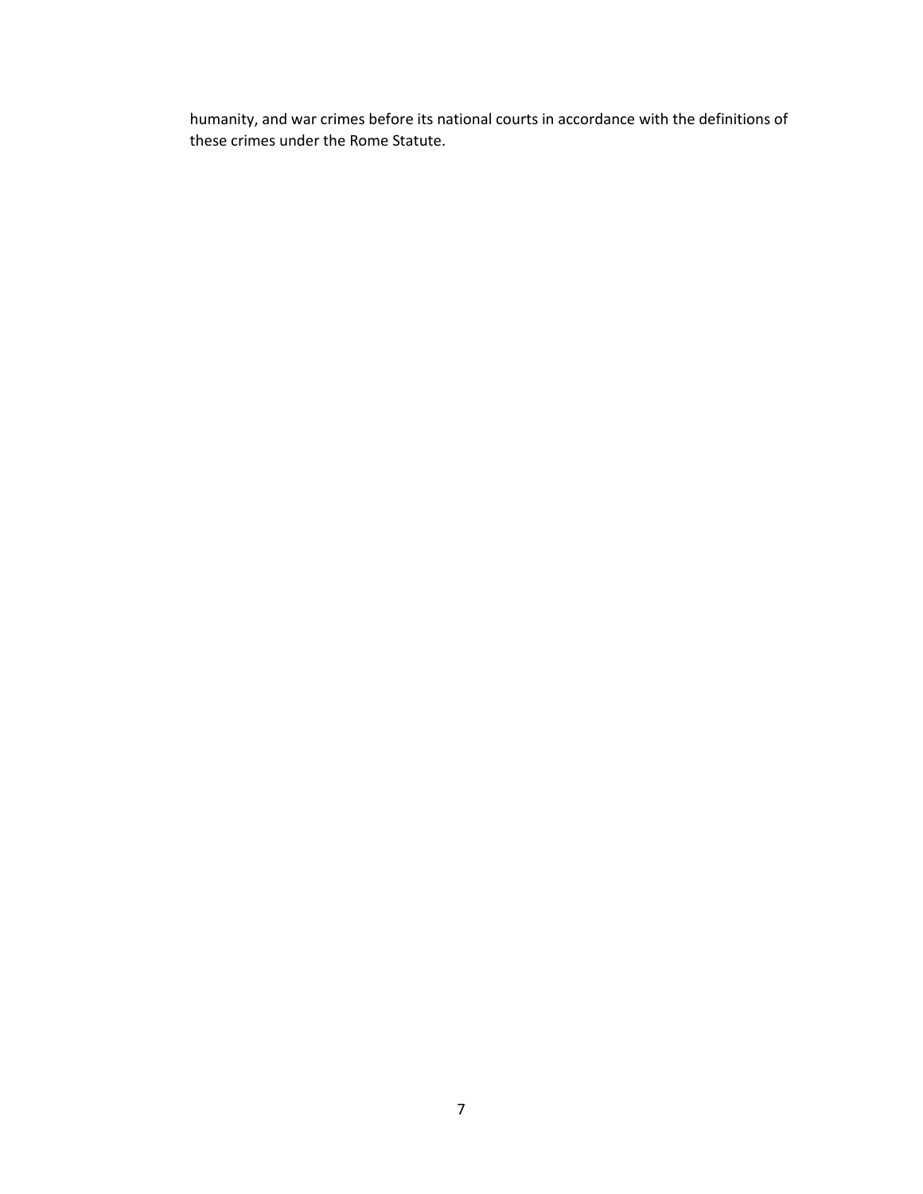humanity, and war crimes before its national courts in accordance with the definitions of these crimes under the Rome Statute.